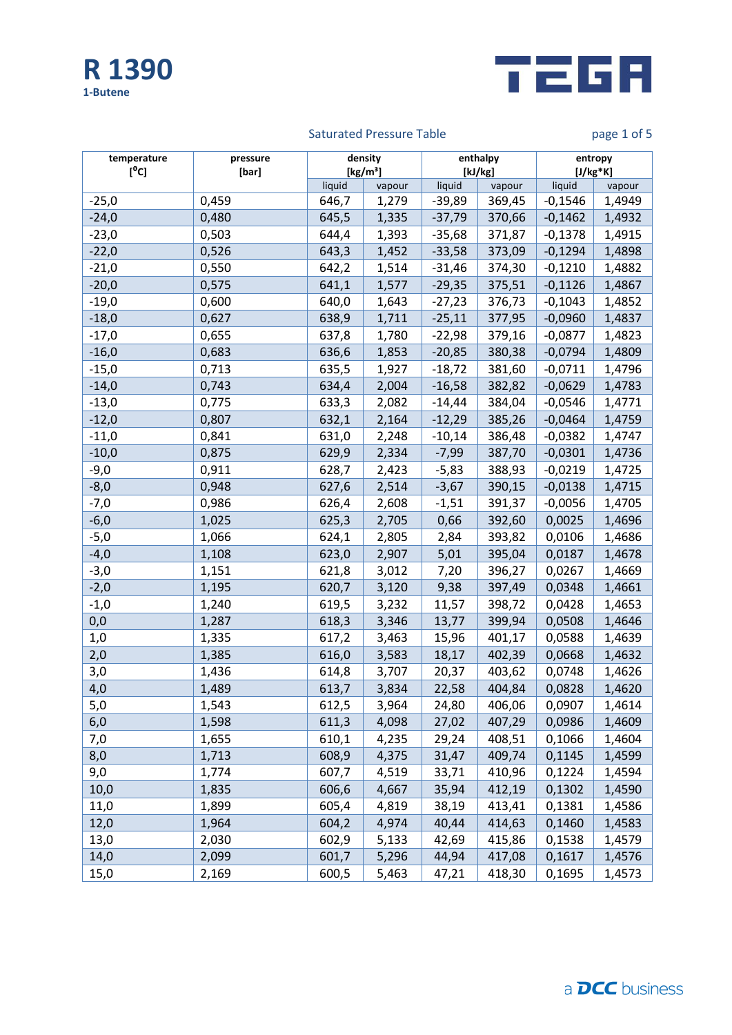# R 1390

**1-Butene**

TEGA

Saturated Pressure Table

| temperature [$^0$C] | pressure [bar] | density [kg/m³] | | enthalpy [kJ/kg] | | entropy [J/kg*K] | |
|---|---|---|---|---|---|---|---|
| | | liquid | vapour | liquid | vapour | liquid | vapour |
| -25,0 | 0,459 | 646,7 | 1,279 | -39,89 | 369,45 | -0,1546 | 1,4949 |
| -24,0 | 0,480 | 645,5 | 1,335 | -37,79 | 370,66 | -0,1462 | 1,4932 |
| -23,0 | 0,503 | 644,4 | 1,393 | -35,68 | 371,87 | -0,1378 | 1,4915 |
| -22,0 | 0,526 | 643,3 | 1,452 | -33,58 | 373,09 | -0,1294 | 1,4898 |
| -21,0 | 0,550 | 642,2 | 1,514 | -31,46 | 374,30 | -0,1210 | 1,4882 |
| -20,0 | 0,575 | 641,1 | 1,577 | -29,35 | 375,51 | -0,1126 | 1,4867 |
| -19,0 | 0,600 | 640,0 | 1,643 | -27,23 | 376,73 | -0,1043 | 1,4852 |
| -18,0 | 0,627 | 638,9 | 1,711 | -25,11 | 377,95 | -0,0960 | 1,4837 |
| -17,0 | 0,655 | 637,8 | 1,780 | -22,98 | 379,16 | -0,0877 | 1,4823 |
| -16,0 | 0,683 | 636,6 | 1,853 | -20,85 | 380,38 | -0,0794 | 1,4809 |
| -15,0 | 0,713 | 635,5 | 1,927 | -18,72 | 381,60 | -0,0711 | 1,4796 |
| -14,0 | 0,743 | 634,4 | 2,004 | -16,58 | 382,82 | -0,0629 | 1,4783 |
| -13,0 | 0,775 | 633,3 | 2,082 | -14,44 | 384,04 | -0,0546 | 1,4771 |
| -12,0 | 0,807 | 632,1 | 2,164 | -12,29 | 385,26 | -0,0464 | 1,4759 |
| -11,0 | 0,841 | 631,0 | 2,248 | -10,14 | 386,48 | -0,0382 | 1,4747 |
| -10,0 | 0,875 | 629,9 | 2,334 | -7,99 | 387,70 | -0,0301 | 1,4736 |
| -9,0 | 0,911 | 628,7 | 2,423 | -5,83 | 388,93 | -0,0219 | 1,4725 |
| -8,0 | 0,948 | 627,6 | 2,514 | -3,67 | 390,15 | -0,0138 | 1,4715 |
| -7,0 | 0,986 | 626,4 | 2,608 | -1,51 | 391,37 | -0,0056 | 1,4705 |
| -6,0 | 1,025 | 625,3 | 2,705 | 0,66 | 392,60 | 0,0025 | 1,4696 |
| -5,0 | 1,066 | 624,1 | 2,805 | 2,84 | 393,82 | 0,0106 | 1,4686 |
| -4,0 | 1,108 | 623,0 | 2,907 | 5,01 | 395,04 | 0,0187 | 1,4678 |
| -3,0 | 1,151 | 621,8 | 3,012 | 7,20 | 396,27 | 0,0267 | 1,4669 |
| -2,0 | 1,195 | 620,7 | 3,120 | 9,38 | 397,49 | 0,0348 | 1,4661 |
| -1,0 | 1,240 | 619,5 | 3,232 | 11,57 | 398,72 | 0,0428 | 1,4653 |
| 0,0 | 1,287 | 618,3 | 3,346 | 13,77 | 399,94 | 0,0508 | 1,4646 |
| 1,0 | 1,335 | 617,2 | 3,463 | 15,96 | 401,17 | 0,0588 | 1,4639 |
| 2,0 | 1,385 | 616,0 | 3,583 | 18,17 | 402,39 | 0,0668 | 1,4632 |
| 3,0 | 1,436 | 614,8 | 3,707 | 20,37 | 403,62 | 0,0748 | 1,4626 |
| 4,0 | 1,489 | 613,7 | 3,834 | 22,58 | 404,84 | 0,0828 | 1,4620 |
| 5,0 | 1,543 | 612,5 | 3,964 | 24,80 | 406,06 | 0,0907 | 1,4614 |
| 6,0 | 1,598 | 611,3 | 4,098 | 27,02 | 407,29 | 0,0986 | 1,4609 |
| 7,0 | 1,655 | 610,1 | 4,235 | 29,24 | 408,51 | 0,1066 | 1,4604 |
| 8,0 | 1,713 | 608,9 | 4,375 | 31,47 | 409,74 | 0,1145 | 1,4599 |
| 9,0 | 1,774 | 607,7 | 4,519 | 33,71 | 410,96 | 0,1224 | 1,4594 |
| 10,0 | 1,835 | 606,6 | 4,667 | 35,94 | 412,19 | 0,1302 | 1,4590 |
| 11,0 | 1,899 | 605,4 | 4,819 | 38,19 | 413,41 | 0,1381 | 1,4586 |
| 12,0 | 1,964 | 604,2 | 4,974 | 40,44 | 414,63 | 0,1460 | 1,4583 |
| 13,0 | 2,030 | 602,9 | 5,133 | 42,69 | 415,86 | 0,1538 | 1,4579 |
| 14,0 | 2,099 | 601,7 | 5,296 | 44,94 | 417,08 | 0,1617 | 1,4576 |
| 15,0 | 2,169 | 600,5 | 5,463 | 47,21 | 418,30 | 0,1695 | 1,4573 |

a DCC business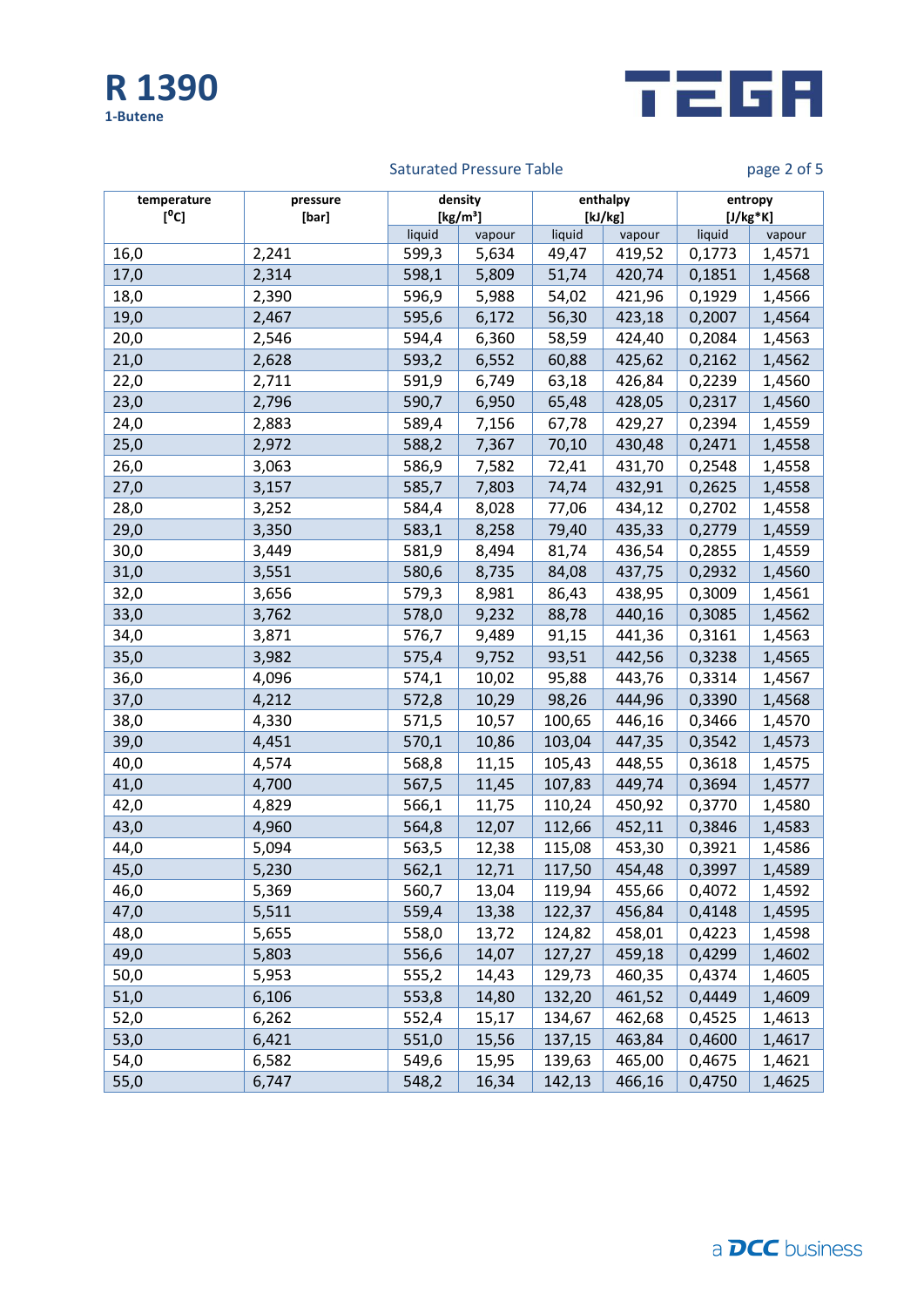# R 1390

**1-Butene**

Saturated Pressure Table

| temperature [°C] | pressure [bar] | density [kg/m³] | | enthalpy [kJ/kg] | | entropy [J/kg*K] | |
|---|---|---|---|---|---|---|---|
| | | liquid | vapour | liquid | vapour | liquid | vapour |
| 16,0 | 2,241 | 599,3 | 5,634 | 49,47 | 419,52 | 0,1773 | 1,4571 |
| 17,0 | 2,314 | 598,1 | 5,809 | 51,74 | 420,74 | 0,1851 | 1,4568 |
| 18,0 | 2,390 | 596,9 | 5,988 | 54,02 | 421,96 | 0,1929 | 1,4566 |
| 19,0 | 2,467 | 595,6 | 6,172 | 56,30 | 423,18 | 0,2007 | 1,4564 |
| 20,0 | 2,546 | 594,4 | 6,360 | 58,59 | 424,40 | 0,2084 | 1,4563 |
| 21,0 | 2,628 | 593,2 | 6,552 | 60,88 | 425,62 | 0,2162 | 1,4562 |
| 22,0 | 2,711 | 591,9 | 6,749 | 63,18 | 426,84 | 0,2239 | 1,4560 |
| 23,0 | 2,796 | 590,7 | 6,950 | 65,48 | 428,05 | 0,2317 | 1,4560 |
| 24,0 | 2,883 | 589,4 | 7,156 | 67,78 | 429,27 | 0,2394 | 1,4559 |
| 25,0 | 2,972 | 588,2 | 7,367 | 70,10 | 430,48 | 0,2471 | 1,4558 |
| 26,0 | 3,063 | 586,9 | 7,582 | 72,41 | 431,70 | 0,2548 | 1,4558 |
| 27,0 | 3,157 | 585,7 | 7,803 | 74,74 | 432,91 | 0,2625 | 1,4558 |
| 28,0 | 3,252 | 584,4 | 8,028 | 77,06 | 434,12 | 0,2702 | 1,4558 |
| 29,0 | 3,350 | 583,1 | 8,258 | 79,40 | 435,33 | 0,2779 | 1,4559 |
| 30,0 | 3,449 | 581,9 | 8,494 | 81,74 | 436,54 | 0,2855 | 1,4559 |
| 31,0 | 3,551 | 580,6 | 8,735 | 84,08 | 437,75 | 0,2932 | 1,4560 |
| 32,0 | 3,656 | 579,3 | 8,981 | 86,43 | 438,95 | 0,3009 | 1,4561 |
| 33,0 | 3,762 | 578,0 | 9,232 | 88,78 | 440,16 | 0,3085 | 1,4562 |
| 34,0 | 3,871 | 576,7 | 9,489 | 91,15 | 441,36 | 0,3161 | 1,4563 |
| 35,0 | 3,982 | 575,4 | 9,752 | 93,51 | 442,56 | 0,3238 | 1,4565 |
| 36,0 | 4,096 | 574,1 | 10,02 | 95,88 | 443,76 | 0,3314 | 1,4567 |
| 37,0 | 4,212 | 572,8 | 10,29 | 98,26 | 444,96 | 0,3390 | 1,4568 |
| 38,0 | 4,330 | 571,5 | 10,57 | 100,65 | 446,16 | 0,3466 | 1,4570 |
| 39,0 | 4,451 | 570,1 | 10,86 | 103,04 | 447,35 | 0,3542 | 1,4573 |
| 40,0 | 4,574 | 568,8 | 11,15 | 105,43 | 448,55 | 0,3618 | 1,4575 |
| 41,0 | 4,700 | 567,5 | 11,45 | 107,83 | 449,74 | 0,3694 | 1,4577 |
| 42,0 | 4,829 | 566,1 | 11,75 | 110,24 | 450,92 | 0,3770 | 1,4580 |
| 43,0 | 4,960 | 564,8 | 12,07 | 112,66 | 452,11 | 0,3846 | 1,4583 |
| 44,0 | 5,094 | 563,5 | 12,38 | 115,08 | 453,30 | 0,3921 | 1,4586 |
| 45,0 | 5,230 | 562,1 | 12,71 | 117,50 | 454,48 | 0,3997 | 1,4589 |
| 46,0 | 5,369 | 560,7 | 13,04 | 119,94 | 455,66 | 0,4072 | 1,4592 |
| 47,0 | 5,511 | 559,4 | 13,38 | 122,37 | 456,84 | 0,4148 | 1,4595 |
| 48,0 | 5,655 | 558,0 | 13,72 | 124,82 | 458,01 | 0,4223 | 1,4598 |
| 49,0 | 5,803 | 556,6 | 14,07 | 127,27 | 459,18 | 0,4299 | 1,4602 |
| 50,0 | 5,953 | 555,2 | 14,43 | 129,73 | 460,35 | 0,4374 | 1,4605 |
| 51,0 | 6,106 | 553,8 | 14,80 | 132,20 | 461,52 | 0,4449 | 1,4609 |
| 52,0 | 6,262 | 552,4 | 15,17 | 134,67 | 462,68 | 0,4525 | 1,4613 |
| 53,0 | 6,421 | 551,0 | 15,56 | 137,15 | 463,84 | 0,4600 | 1,4617 |
| 54,0 | 6,582 | 549,6 | 15,95 | 139,63 | 465,00 | 0,4675 | 1,4621 |
| 55,0 | 6,747 | 548,2 | 16,34 | 142,13 | 466,16 | 0,4750 | 1,4625 |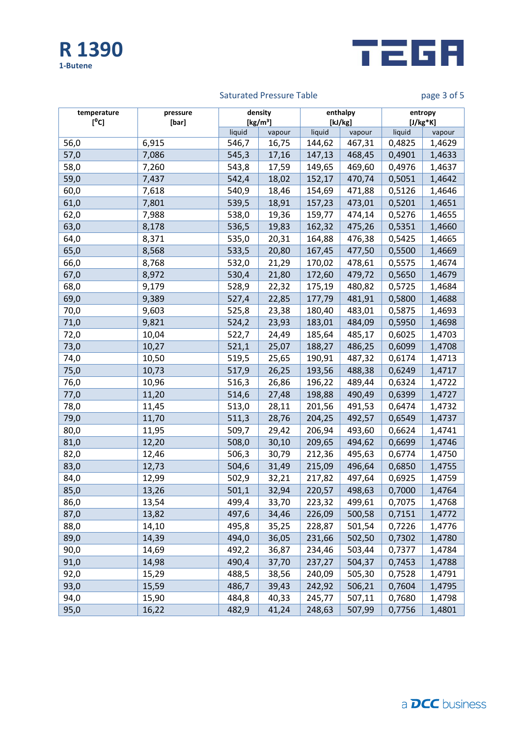# R 1390

**1-Butene**

TEGA

Saturated Pressure Table

| temperature [°C] | pressure [bar] | density [kg/m³] | | enthalpy [kJ/kg] | | entropy [J/kg*K] | |
|---|---|---|---|---|---|---|---|
| | | liquid | vapour | liquid | vapour | liquid | vapour |
| 56,0 | 6,915 | 546,7 | 16,75 | 144,62 | 467,31 | 0,4825 | 1,4629 |
| 57,0 | 7,086 | 545,3 | 17,16 | 147,13 | 468,45 | 0,4901 | 1,4633 |
| 58,0 | 7,260 | 543,8 | 17,59 | 149,65 | 469,60 | 0,4976 | 1,4637 |
| 59,0 | 7,437 | 542,4 | 18,02 | 152,17 | 470,74 | 0,5051 | 1,4642 |
| 60,0 | 7,618 | 540,9 | 18,46 | 154,69 | 471,88 | 0,5126 | 1,4646 |
| 61,0 | 7,801 | 539,5 | 18,91 | 157,23 | 473,01 | 0,5201 | 1,4651 |
| 62,0 | 7,988 | 538,0 | 19,36 | 159,77 | 474,14 | 0,5276 | 1,4655 |
| 63,0 | 8,178 | 536,5 | 19,83 | 162,32 | 475,26 | 0,5351 | 1,4660 |
| 64,0 | 8,371 | 535,0 | 20,31 | 164,88 | 476,38 | 0,5425 | 1,4665 |
| 65,0 | 8,568 | 533,5 | 20,80 | 167,45 | 477,50 | 0,5500 | 1,4669 |
| 66,0 | 8,768 | 532,0 | 21,29 | 170,02 | 478,61 | 0,5575 | 1,4674 |
| 67,0 | 8,972 | 530,4 | 21,80 | 172,60 | 479,72 | 0,5650 | 1,4679 |
| 68,0 | 9,179 | 528,9 | 22,32 | 175,19 | 480,82 | 0,5725 | 1,4684 |
| 69,0 | 9,389 | 527,4 | 22,85 | 177,79 | 481,91 | 0,5800 | 1,4688 |
| 70,0 | 9,603 | 525,8 | 23,38 | 180,40 | 483,01 | 0,5875 | 1,4693 |
| 71,0 | 9,821 | 524,2 | 23,93 | 183,01 | 484,09 | 0,5950 | 1,4698 |
| 72,0 | 10,04 | 522,7 | 24,49 | 185,64 | 485,17 | 0,6025 | 1,4703 |
| 73,0 | 10,27 | 521,1 | 25,07 | 188,27 | 486,25 | 0,6099 | 1,4708 |
| 74,0 | 10,50 | 519,5 | 25,65 | 190,91 | 487,32 | 0,6174 | 1,4713 |
| 75,0 | 10,73 | 517,9 | 26,25 | 193,56 | 488,38 | 0,6249 | 1,4717 |
| 76,0 | 10,96 | 516,3 | 26,86 | 196,22 | 489,44 | 0,6324 | 1,4722 |
| 77,0 | 11,20 | 514,6 | 27,48 | 198,88 | 490,49 | 0,6399 | 1,4727 |
| 78,0 | 11,45 | 513,0 | 28,11 | 201,56 | 491,53 | 0,6474 | 1,4732 |
| 79,0 | 11,70 | 511,3 | 28,76 | 204,25 | 492,57 | 0,6549 | 1,4737 |
| 80,0 | 11,95 | 509,7 | 29,42 | 206,94 | 493,60 | 0,6624 | 1,4741 |
| 81,0 | 12,20 | 508,0 | 30,10 | 209,65 | 494,62 | 0,6699 | 1,4746 |
| 82,0 | 12,46 | 506,3 | 30,79 | 212,36 | 495,63 | 0,6774 | 1,4750 |
| 83,0 | 12,73 | 504,6 | 31,49 | 215,09 | 496,64 | 0,6850 | 1,4755 |
| 84,0 | 12,99 | 502,9 | 32,21 | 217,82 | 497,64 | 0,6925 | 1,4759 |
| 85,0 | 13,26 | 501,1 | 32,94 | 220,57 | 498,63 | 0,7000 | 1,4764 |
| 86,0 | 13,54 | 499,4 | 33,70 | 223,32 | 499,61 | 0,7075 | 1,4768 |
| 87,0 | 13,82 | 497,6 | 34,46 | 226,09 | 500,58 | 0,7151 | 1,4772 |
| 88,0 | 14,10 | 495,8 | 35,25 | 228,87 | 501,54 | 0,7226 | 1,4776 |
| 89,0 | 14,39 | 494,0 | 36,05 | 231,66 | 502,50 | 0,7302 | 1,4780 |
| 90,0 | 14,69 | 492,2 | 36,87 | 234,46 | 503,44 | 0,7377 | 1,4784 |
| 91,0 | 14,98 | 490,4 | 37,70 | 237,27 | 504,37 | 0,7453 | 1,4788 |
| 92,0 | 15,29 | 488,5 | 38,56 | 240,09 | 505,30 | 0,7528 | 1,4791 |
| 93,0 | 15,59 | 486,7 | 39,43 | 242,92 | 506,21 | 0,7604 | 1,4795 |
| 94,0 | 15,90 | 484,8 | 40,33 | 245,77 | 507,11 | 0,7680 | 1,4798 |
| 95,0 | 16,22 | 482,9 | 41,24 | 248,63 | 507,99 | 0,7756 | 1,4801 |

a DCC business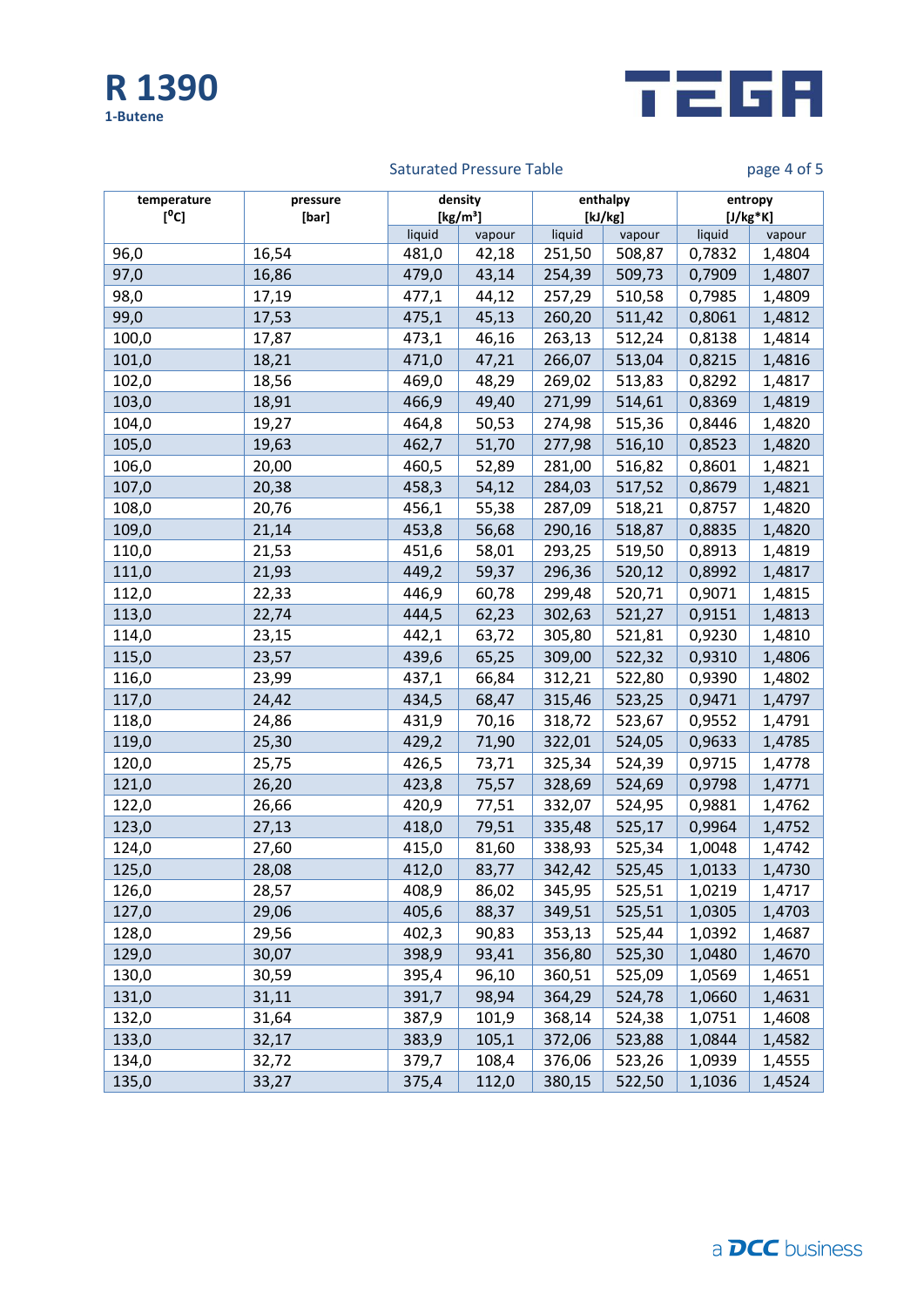# R 1390

**1-Butene**

TEGA

Saturated Pressure Table

| temperature [°C] | pressure [bar] | density [kg/m³] | | enthalpy [kJ/kg] | | entropy [J/kg*K] | |
|---|---|---|---|---|---|---|---|
| | | liquid | vapour | liquid | vapour | liquid | vapour |
| 96,0 | 16,54 | 481,0 | 42,18 | 251,50 | 508,87 | 0,7832 | 1,4804 |
| 97,0 | 16,86 | 479,0 | 43,14 | 254,39 | 509,73 | 0,7909 | 1,4807 |
| 98,0 | 17,19 | 477,1 | 44,12 | 257,29 | 510,58 | 0,7985 | 1,4809 |
| 99,0 | 17,53 | 475,1 | 45,13 | 260,20 | 511,42 | 0,8061 | 1,4812 |
| 100,0 | 17,87 | 473,1 | 46,16 | 263,13 | 512,24 | 0,8138 | 1,4814 |
| 101,0 | 18,21 | 471,0 | 47,21 | 266,07 | 513,04 | 0,8215 | 1,4816 |
| 102,0 | 18,56 | 469,0 | 48,29 | 269,02 | 513,83 | 0,8292 | 1,4817 |
| 103,0 | 18,91 | 466,9 | 49,40 | 271,99 | 514,61 | 0,8369 | 1,4819 |
| 104,0 | 19,27 | 464,8 | 50,53 | 274,98 | 515,36 | 0,8446 | 1,4820 |
| 105,0 | 19,63 | 462,7 | 51,70 | 277,98 | 516,10 | 0,8523 | 1,4820 |
| 106,0 | 20,00 | 460,5 | 52,89 | 281,00 | 516,82 | 0,8601 | 1,4821 |
| 107,0 | 20,38 | 458,3 | 54,12 | 284,03 | 517,52 | 0,8679 | 1,4821 |
| 108,0 | 20,76 | 456,1 | 55,38 | 287,09 | 518,21 | 0,8757 | 1,4820 |
| 109,0 | 21,14 | 453,8 | 56,68 | 290,16 | 518,87 | 0,8835 | 1,4820 |
| 110,0 | 21,53 | 451,6 | 58,01 | 293,25 | 519,50 | 0,8913 | 1,4819 |
| 111,0 | 21,93 | 449,2 | 59,37 | 296,36 | 520,12 | 0,8992 | 1,4817 |
| 112,0 | 22,33 | 446,9 | 60,78 | 299,48 | 520,71 | 0,9071 | 1,4815 |
| 113,0 | 22,74 | 444,5 | 62,23 | 302,63 | 521,27 | 0,9151 | 1,4813 |
| 114,0 | 23,15 | 442,1 | 63,72 | 305,80 | 521,81 | 0,9230 | 1,4810 |
| 115,0 | 23,57 | 439,6 | 65,25 | 309,00 | 522,32 | 0,9310 | 1,4806 |
| 116,0 | 23,99 | 437,1 | 66,84 | 312,21 | 522,80 | 0,9390 | 1,4802 |
| 117,0 | 24,42 | 434,5 | 68,47 | 315,46 | 523,25 | 0,9471 | 1,4797 |
| 118,0 | 24,86 | 431,9 | 70,16 | 318,72 | 523,67 | 0,9552 | 1,4791 |
| 119,0 | 25,30 | 429,2 | 71,90 | 322,01 | 524,05 | 0,9633 | 1,4785 |
| 120,0 | 25,75 | 426,5 | 73,71 | 325,34 | 524,39 | 0,9715 | 1,4778 |
| 121,0 | 26,20 | 423,8 | 75,57 | 328,69 | 524,69 | 0,9798 | 1,4771 |
| 122,0 | 26,66 | 420,9 | 77,51 | 332,07 | 524,95 | 0,9881 | 1,4762 |
| 123,0 | 27,13 | 418,0 | 79,51 | 335,48 | 525,17 | 0,9964 | 1,4752 |
| 124,0 | 27,60 | 415,0 | 81,60 | 338,93 | 525,34 | 1,0048 | 1,4742 |
| 125,0 | 28,08 | 412,0 | 83,77 | 342,42 | 525,45 | 1,0133 | 1,4730 |
| 126,0 | 28,57 | 408,9 | 86,02 | 345,95 | 525,51 | 1,0219 | 1,4717 |
| 127,0 | 29,06 | 405,6 | 88,37 | 349,51 | 525,51 | 1,0305 | 1,4703 |
| 128,0 | 29,56 | 402,3 | 90,83 | 353,13 | 525,44 | 1,0392 | 1,4687 |
| 129,0 | 30,07 | 398,9 | 93,41 | 356,80 | 525,30 | 1,0480 | 1,4670 |
| 130,0 | 30,59 | 395,4 | 96,10 | 360,51 | 525,09 | 1,0569 | 1,4651 |
| 131,0 | 31,11 | 391,7 | 98,94 | 364,29 | 524,78 | 1,0660 | 1,4631 |
| 132,0 | 31,64 | 387,9 | 101,9 | 368,14 | 524,38 | 1,0751 | 1,4608 |
| 133,0 | 32,17 | 383,9 | 105,1 | 372,06 | 523,88 | 1,0844 | 1,4582 |
| 134,0 | 32,72 | 379,7 | 108,4 | 376,06 | 523,26 | 1,0939 | 1,4555 |
| 135,0 | 33,27 | 375,4 | 112,0 | 380,15 | 522,50 | 1,1036 | 1,4524 |

a DCC business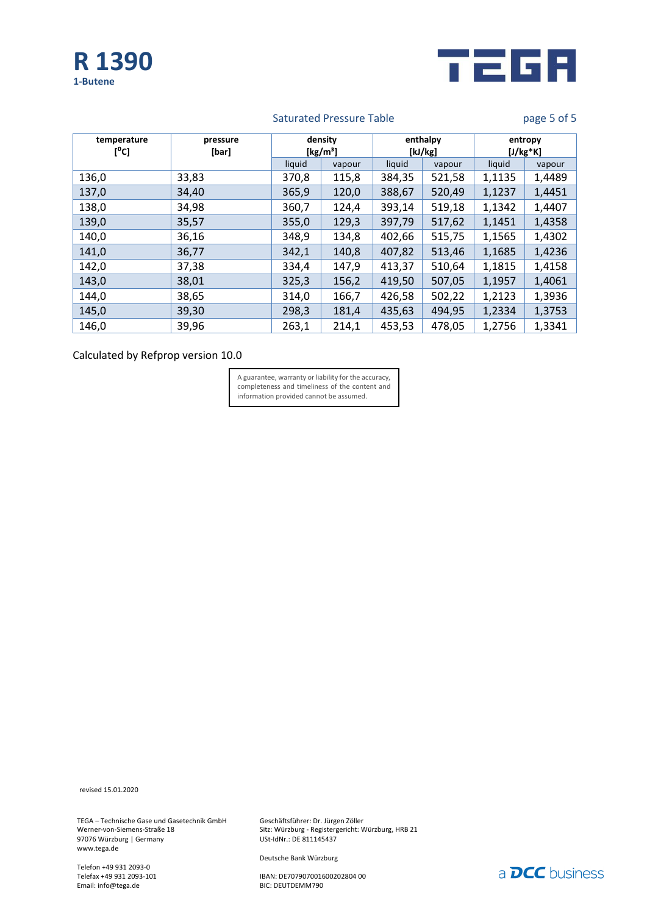# R 1390

**1-Butene**

Saturated Pressure Table

| temperature [°C] | pressure [bar] | density [kg/m³] | | enthalpy [kJ/kg] | | entropy [J/kg*K] | |
|---|---|---|---|---|---|---|---|
| | | liquid | vapour | liquid | vapour | liquid | vapour |
| 136,0 | 33,83 | 370,8 | 115,8 | 384,35 | 521,58 | 1,1135 | 1,4489 |
| 137,0 | 34,40 | 365,9 | 120,0 | 388,67 | 520,49 | 1,1237 | 1,4451 |
| 138,0 | 34,98 | 360,7 | 124,4 | 393,14 | 519,18 | 1,1342 | 1,4407 |
| 139,0 | 35,57 | 355,0 | 129,3 | 397,79 | 517,62 | 1,1451 | 1,4358 |
| 140,0 | 36,16 | 348,9 | 134,8 | 402,66 | 515,75 | 1,1565 | 1,4302 |
| 141,0 | 36,77 | 342,1 | 140,8 | 407,82 | 513,46 | 1,1685 | 1,4236 |
| 142,0 | 37,38 | 334,4 | 147,9 | 413,37 | 510,64 | 1,1815 | 1,4158 |
| 143,0 | 38,01 | 325,3 | 156,2 | 419,50 | 507,05 | 1,1957 | 1,4061 |
| 144,0 | 38,65 | 314,0 | 166,7 | 426,58 | 502,22 | 1,2123 | 1,3936 |
| 145,0 | 39,30 | 298,3 | 181,4 | 435,63 | 494,95 | 1,2334 | 1,3753 |
| 146,0 | 39,96 | 263,1 | 214,1 | 453,53 | 478,05 | 1,2756 | 1,3341 |

Calculated by Refprop version 10.0

A guarantee, warranty or liability for the accuracy, completeness and timeliness of the content and information provided cannot be assumed.

revised 15.01.2020

TEGA – Technische Gase und Gasetechnik GmbH
Werner-von-Siemens-Straße 18
97076 Würzburg | Germany
www.tega.de

Telefon +49 931 2093-0
Telefax +49 931 2093-101
Email: info@tega.de

Geschäftsführer: Dr. Jürgen Zöller
Sitz: Würzburg - Registergericht: Würzburg, HRB 21
USt-IdNr.: DE 811145437

Deutsche Bank Würzburg

IBAN: DE70790700160020280400
BIC: DEUTDEMM790

a DCC business